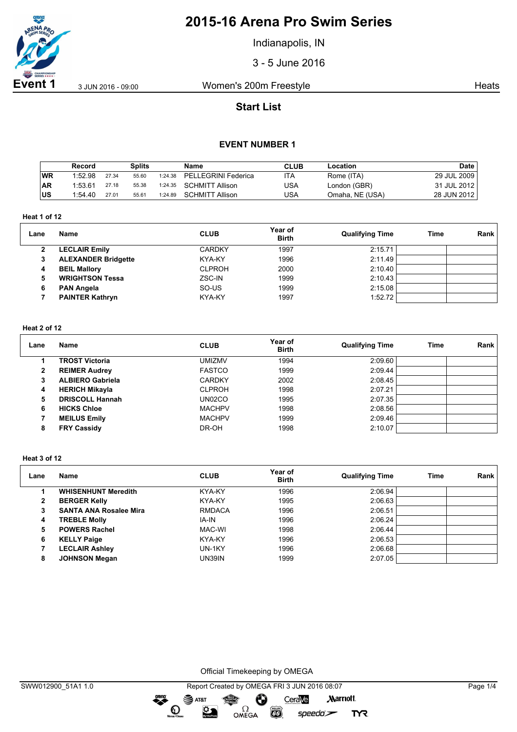# 2015-16 Arena Pro Swim Series

Indianapolis, IN

3 - 5 June 2016

**Event 1** 3 JUN 2016 - 09:00

Women's 200m Freestyle

Heats

## Start List

### EVENT NUMBER 1

| | Record | Splits | | | Name | CLUB | Location | Date |
|---|---|---|---|---|---|---|---|---|
| WR | 1:52.98 | 27.34 | 55.60 | 1:24.38 | PELLEGRINI Federica | ITA | Rome (ITA) | 29 JUL 2009 |
| AR | 1:53.61 | 27.18 | 55.38 | 1:24.35 | SCHMITT Allison | USA | London (GBR) | 31 JUL 2012 |
| US | 1:54.40 | 27.01 | 55.61 | 1:24.89 | SCHMITT Allison | USA | Omaha, NE (USA) | 28 JUN 2012 |

**Heat 1 of 12**

| Lane | Name | CLUB | Year of Birth | Qualifying Time | Time | Rank |
|---|---|---|---|---|---|---|
| 2 | **LECLAIR Emily** | CARDKY | 1997 | 2:15.71 | | |
| 3 | **ALEXANDER Bridgette** | KYA-KY | 1996 | 2:11.49 | | |
| 4 | **BEIL Mallory** | CLPROH | 2000 | 2:10.40 | | |
| 5 | **WRIGHTSON Tessa** | ZSC-IN | 1999 | 2:10.43 | | |
| 6 | **PAN Angela** | SO-US | 1999 | 2:15.08 | | |
| 7 | **PAINTER Kathryn** | KYA-KY | 1997 | 1:52.72 | | |

**Heat 2 of 12**

| Lane | Name | CLUB | Year of Birth | Qualifying Time | Time | Rank |
|---|---|---|---|---|---|---|
| 1 | **TROST Victoria** | UMIZMV | 1994 | 2:09.60 | | |
| 2 | **REIMER Audrey** | FASTCO | 1999 | 2:09.44 | | |
| 3 | **ALBIERO Gabriela** | CARDKY | 2002 | 2:08.45 | | |
| 4 | **HERICH Mikayla** | CLPROH | 1998 | 2:07.21 | | |
| 5 | **DRISCOLL Hannah** | UN02CO | 1995 | 2:07.35 | | |
| 6 | **HICKS Chloe** | MACHPV | 1998 | 2:08.56 | | |
| 7 | **MEILUS Emily** | MACHPV | 1999 | 2:09.46 | | |
| 8 | **FRY Cassidy** | DR-OH | 1998 | 2:10.07 | | |

**Heat 3 of 12**

| Lane | Name | CLUB | Year of Birth | Qualifying Time | Time | Rank |
|---|---|---|---|---|---|---|
| 1 | **WHISENHUNT Meredith** | KYA-KY | 1996 | 2:06.94 | | |
| 2 | **BERGER Kelly** | KYA-KY | 1995 | 2:06.63 | | |
| 3 | **SANTA ANA Rosalee Mira** | RMDACA | 1996 | 2:06.51 | | |
| 4 | **TREBLE Molly** | IA-IN | 1996 | 2:06.24 | | |
| 5 | **POWERS Rachel** | MAC-WI | 1998 | 2:06.44 | | |
| 6 | **KELLY Paige** | KYA-KY | 1996 | 2:06.53 | | |
| 7 | **LECLAIR Ashley** | UN-1KY | 1996 | 2:06.68 | | |
| 8 | **JOHNSON Megan** | UN39IN | 1999 | 2:07.05 | | |

Official Timekeeping by OMEGA

SWW012900_51A1 1.0 Report Created by OMEGA FRI 3 JUN 2016 08:07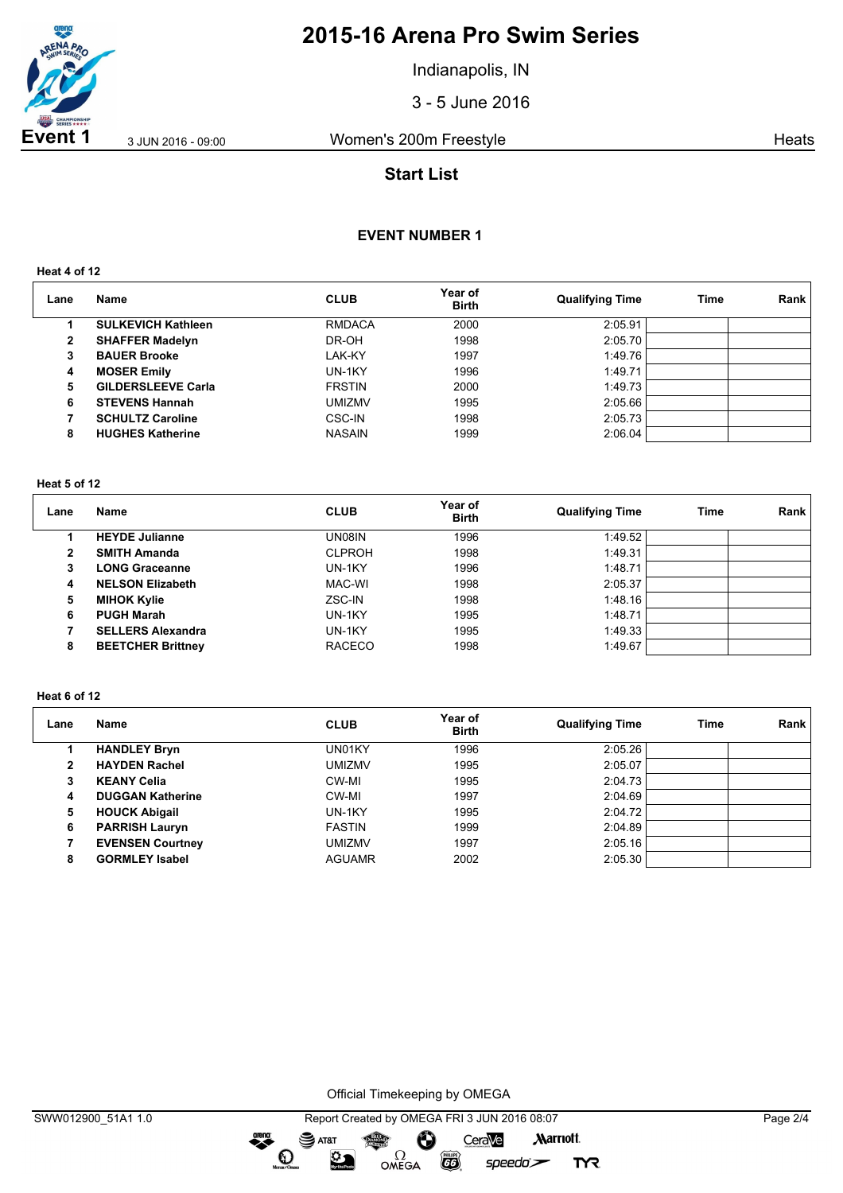# 2015-16 Arena Pro Swim Series

Indianapolis, IN

3 - 5 June 2016

**Event 1** 3 JUN 2016 - 09:00 Women's 200m Freestyle Heats

## Start List

### EVENT NUMBER 1

**Heat 4 of 12**

| Lane | Name | CLUB | Year of Birth | Qualifying Time | Time | Rank |
|---|---|---|---|---|---|---|
| 1 | **SULKEVICH Kathleen** | RMDACA | 2000 | 2:05.91 | | |
| 2 | **SHAFFER Madelyn** | DR-OH | 1998 | 2:05.70 | | |
| 3 | **BAUER Brooke** | LAK-KY | 1997 | 1:49.76 | | |
| 4 | **MOSER Emily** | UN-1KY | 1996 | 1:49.71 | | |
| 5 | **GILDERSLEEVE Carla** | FRSTIN | 2000 | 1:49.73 | | |
| 6 | **STEVENS Hannah** | UMIZMV | 1995 | 2:05.66 | | |
| 7 | **SCHULTZ Caroline** | CSC-IN | 1998 | 2:05.73 | | |
| 8 | **HUGHES Katherine** | NASAIN | 1999 | 2:06.04 | | |

**Heat 5 of 12**

| Lane | Name | CLUB | Year of Birth | Qualifying Time | Time | Rank |
|---|---|---|---|---|---|---|
| 1 | **HEYDE Julianne** | UN08IN | 1996 | 1:49.52 | | |
| 2 | **SMITH Amanda** | CLPROH | 1998 | 1:49.31 | | |
| 3 | **LONG Graceanne** | UN-1KY | 1996 | 1:48.71 | | |
| 4 | **NELSON Elizabeth** | MAC-WI | 1998 | 2:05.37 | | |
| 5 | **MIHOK Kylie** | ZSC-IN | 1998 | 1:48.16 | | |
| 6 | **PUGH Marah** | UN-1KY | 1995 | 1:48.71 | | |
| 7 | **SELLERS Alexandra** | UN-1KY | 1995 | 1:49.33 | | |
| 8 | **BEETCHER Brittney** | RACECO | 1998 | 1:49.67 | | |

**Heat 6 of 12**

| Lane | Name | CLUB | Year of Birth | Qualifying Time | Time | Rank |
|---|---|---|---|---|---|---|
| 1 | **HANDLEY Bryn** | UN01KY | 1996 | 2:05.26 | | |
| 2 | **HAYDEN Rachel** | UMIZMV | 1995 | 2:05.07 | | |
| 3 | **KEANY Celia** | CW-MI | 1995 | 2:04.73 | | |
| 4 | **DUGGAN Katherine** | CW-MI | 1997 | 2:04.69 | | |
| 5 | **HOUCK Abigail** | UN-1KY | 1995 | 2:04.72 | | |
| 6 | **PARRISH Lauryn** | FASTIN | 1999 | 2:04.89 | | |
| 7 | **EVENSEN Courtney** | UMIZMV | 1997 | 2:05.16 | | |
| 8 | **GORMLEY Isabel** | AGUAMR | 2002 | 2:05.30 | | |

Official Timekeeping by OMEGA

SWW012900_51A1 1.0 Report Created by OMEGA FRI 3 JUN 2016 08:07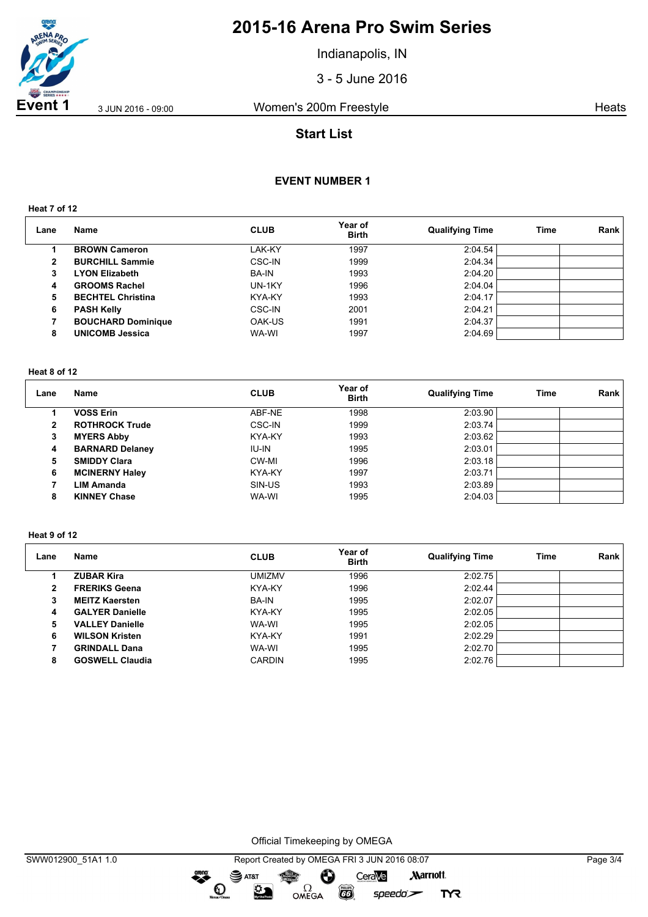# 2015-16 Arena Pro Swim Series

Indianapolis, IN

3 - 5 June 2016

**Event 1** 3 JUN 2016 - 09:00 Women's 200m Freestyle Heats

## Start List

### EVENT NUMBER 1

**Heat 7 of 12**

| Lane | Name | CLUB | Year of Birth | Qualifying Time | Time | Rank |
|---|---|---|---|---|---|---|
| 1 | **BROWN Cameron** | LAK-KY | 1997 | 2:04.54 | | |
| 2 | **BURCHILL Sammie** | CSC-IN | 1999 | 2:04.34 | | |
| 3 | **LYON Elizabeth** | BA-IN | 1993 | 2:04.20 | | |
| 4 | **GROOMS Rachel** | UN-1KY | 1996 | 2:04.04 | | |
| 5 | **BECHTEL Christina** | KYA-KY | 1993 | 2:04.17 | | |
| 6 | **PASH Kelly** | CSC-IN | 2001 | 2:04.21 | | |
| 7 | **BOUCHARD Dominique** | OAK-US | 1991 | 2:04.37 | | |
| 8 | **UNICOMB Jessica** | WA-WI | 1997 | 2:04.69 | | |

**Heat 8 of 12**

| Lane | Name | CLUB | Year of Birth | Qualifying Time | Time | Rank |
|---|---|---|---|---|---|---|
| 1 | **VOSS Erin** | ABF-NE | 1998 | 2:03.90 | | |
| 2 | **ROTHROCK Trude** | CSC-IN | 1999 | 2:03.74 | | |
| 3 | **MYERS Abby** | KYA-KY | 1993 | 2:03.62 | | |
| 4 | **BARNARD Delaney** | IU-IN | 1995 | 2:03.01 | | |
| 5 | **SMIDDY Clara** | CW-MI | 1996 | 2:03.18 | | |
| 6 | **MCINERNY Haley** | KYA-KY | 1997 | 2:03.71 | | |
| 7 | **LIM Amanda** | SIN-US | 1993 | 2:03.89 | | |
| 8 | **KINNEY Chase** | WA-WI | 1995 | 2:04.03 | | |

**Heat 9 of 12**

| Lane | Name | CLUB | Year of Birth | Qualifying Time | Time | Rank |
|---|---|---|---|---|---|---|
| 1 | **ZUBAR Kira** | UMIZMV | 1996 | 2:02.75 | | |
| 2 | **FRERIKS Geena** | KYA-KY | 1996 | 2:02.44 | | |
| 3 | **MEITZ Kaersten** | BA-IN | 1995 | 2:02.07 | | |
| 4 | **GALYER Danielle** | KYA-KY | 1995 | 2:02.05 | | |
| 5 | **VALLEY Danielle** | WA-WI | 1995 | 2:02.05 | | |
| 6 | **WILSON Kristen** | KYA-KY | 1991 | 2:02.29 | | |
| 7 | **GRINDALL Dana** | WA-WI | 1995 | 2:02.70 | | |
| 8 | **GOSWELL Claudia** | CARDIN | 1995 | 2:02.76 | | |

Official Timekeeping by OMEGA

SWW012900_51A1 1.0 Report Created by OMEGA FRI 3 JUN 2016 08:07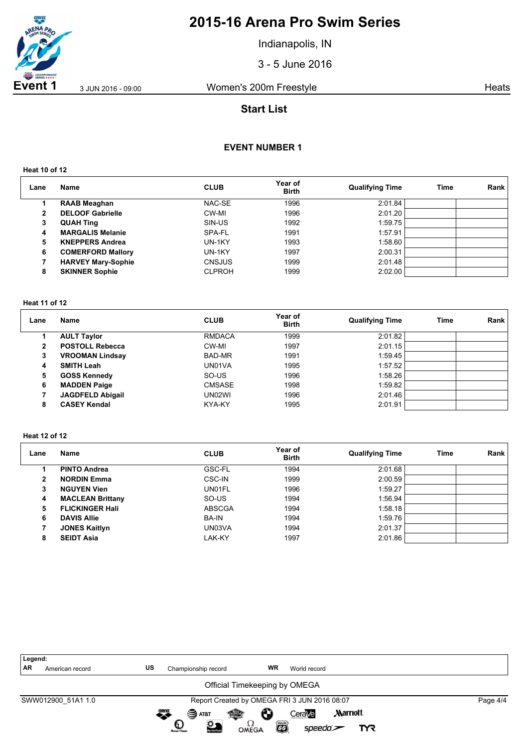# 2015-16 Arena Pro Swim Series

Indianapolis, IN

3 - 5 June 2016

**Event 1** 3 JUN 2016 - 09:00 Women's 200m Freestyle Heats

## Start List

### EVENT NUMBER 1

**Heat 10 of 12**

| Lane | Name | CLUB | Year of Birth | Qualifying Time | Time | Rank |
|---|---|---|---|---|---|---|
| 1 | **RAAB Meaghan** | NAC-SE | 1996 | 2:01.84 | | |
| 2 | **DELOOF Gabrielle** | CW-MI | 1996 | 2:01.20 | | |
| 3 | **QUAH Ting** | SIN-US | 1992 | 1:59.75 | | |
| 4 | **MARGALIS Melanie** | SPA-FL | 1991 | 1:57.91 | | |
| 5 | **KNEPPERS Andrea** | UN-1KY | 1993 | 1:58.60 | | |
| 6 | **COMERFORD Mallory** | UN-1KY | 1997 | 2:00.31 | | |
| 7 | **HARVEY Mary-Sophie** | CNSJUS | 1999 | 2:01.48 | | |
| 8 | **SKINNER Sophie** | CLPROH | 1999 | 2:02.00 | | |

**Heat 11 of 12**

| Lane | Name | CLUB | Year of Birth | Qualifying Time | Time | Rank |
|---|---|---|---|---|---|---|
| 1 | **AULT Taylor** | RMDACA | 1999 | 2:01.82 | | |
| 2 | **POSTOLL Rebecca** | CW-MI | 1997 | 2:01.15 | | |
| 3 | **VROOMAN Lindsay** | BAD-MR | 1991 | 1:59.45 | | |
| 4 | **SMITH Leah** | UN01VA | 1995 | 1:57.52 | | |
| 5 | **GOSS Kennedy** | SO-US | 1996 | 1:58.26 | | |
| 6 | **MADDEN Paige** | CMSASE | 1998 | 1:59.82 | | |
| 7 | **JAGDFELD Abigail** | UN02WI | 1996 | 2:01.46 | | |
| 8 | **CASEY Kendal** | KYA-KY | 1995 | 2:01.91 | | |

**Heat 12 of 12**

| Lane | Name | CLUB | Year of Birth | Qualifying Time | Time | Rank |
|---|---|---|---|---|---|---|
| 1 | **PINTO Andrea** | GSC-FL | 1994 | 2:01.68 | | |
| 2 | **NORDIN Emma** | CSC-IN | 1999 | 2:00.59 | | |
| 3 | **NGUYEN Vien** | UN01FL | 1996 | 1:59.27 | | |
| 4 | **MACLEAN Brittany** | SO-US | 1994 | 1:56.94 | | |
| 5 | **FLICKINGER Hali** | ABSCGA | 1994 | 1:58.18 | | |
| 6 | **DAVIS Allie** | BA-IN | 1994 | 1:59.76 | | |
| 7 | **JONES Kaitlyn** | UN03VA | 1994 | 2:01.37 | | |
| 8 | **SEIDT Asia** | LAK-KY | 1997 | 2:01.86 | | |

**Legend:**
**AR** American record **US** Championship record **WR** World record

Official Timekeeping by OMEGA

SWW012900_51A1 1.0 Report Created by OMEGA FRI 3 JUN 2016 08:07